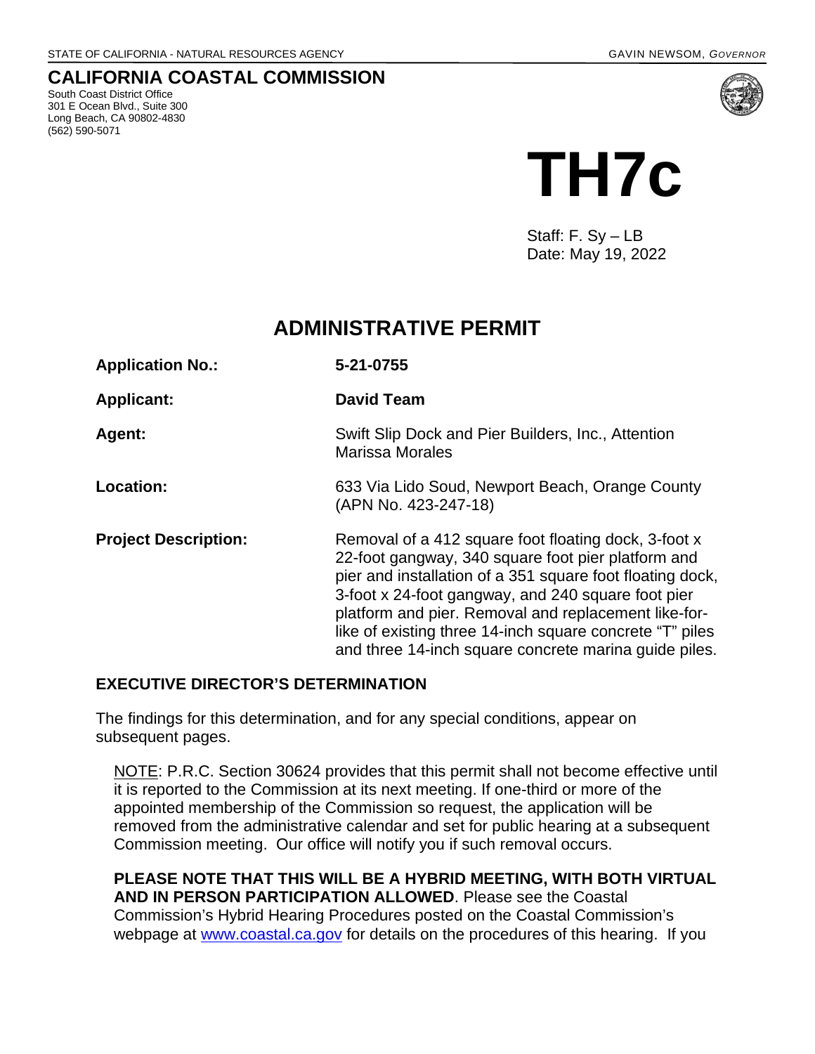STATE OF CALIFORNIA - NATURAL RESOURCES AGENCY GAVIN NEWSOM, *GOVERNOR*

# CALIFORNIA COASTAL COMMISSION

South Coast District Office
301 E Ocean Blvd., Suite 300
Long Beach, CA 90802-4830
(562) 590-5071

# TH7c

Staff: F. Sy – LB
Date: May 19, 2022

## ADMINISTRATIVE PERMIT

| | |
|---|---|
| **Application No.:** | **5-21-0755** |
| **Applicant:** | **David Team** |
| **Agent:** | Swift Slip Dock and Pier Builders, Inc., Attention Marissa Morales |
| **Location:** | 633 Via Lido Soud, Newport Beach, Orange County (APN No. 423-247-18) |
| **Project Description:** | Removal of a 412 square foot floating dock, 3-foot x 22-foot gangway, 340 square foot pier platform and pier and installation of a 351 square foot floating dock, 3-foot x 24-foot gangway, and 240 square foot pier platform and pier. Removal and replacement like-for-like of existing three 14-inch square concrete "T" piles and three 14-inch square concrete marina guide piles. |

### EXECUTIVE DIRECTOR'S DETERMINATION

The findings for this determination, and for any special conditions, appear on subsequent pages.

NOTE: P.R.C. Section 30624 provides that this permit shall not become effective until it is reported to the Commission at its next meeting. If one-third or more of the appointed membership of the Commission so request, the application will be removed from the administrative calendar and set for public hearing at a subsequent Commission meeting. Our office will notify you if such removal occurs.

**PLEASE NOTE THAT THIS WILL BE A HYBRID MEETING, WITH BOTH VIRTUAL AND IN PERSON PARTICIPATION ALLOWED**. Please see the Coastal Commission's Hybrid Hearing Procedures posted on the Coastal Commission's webpage at www.coastal.ca.gov for details on the procedures of this hearing. If you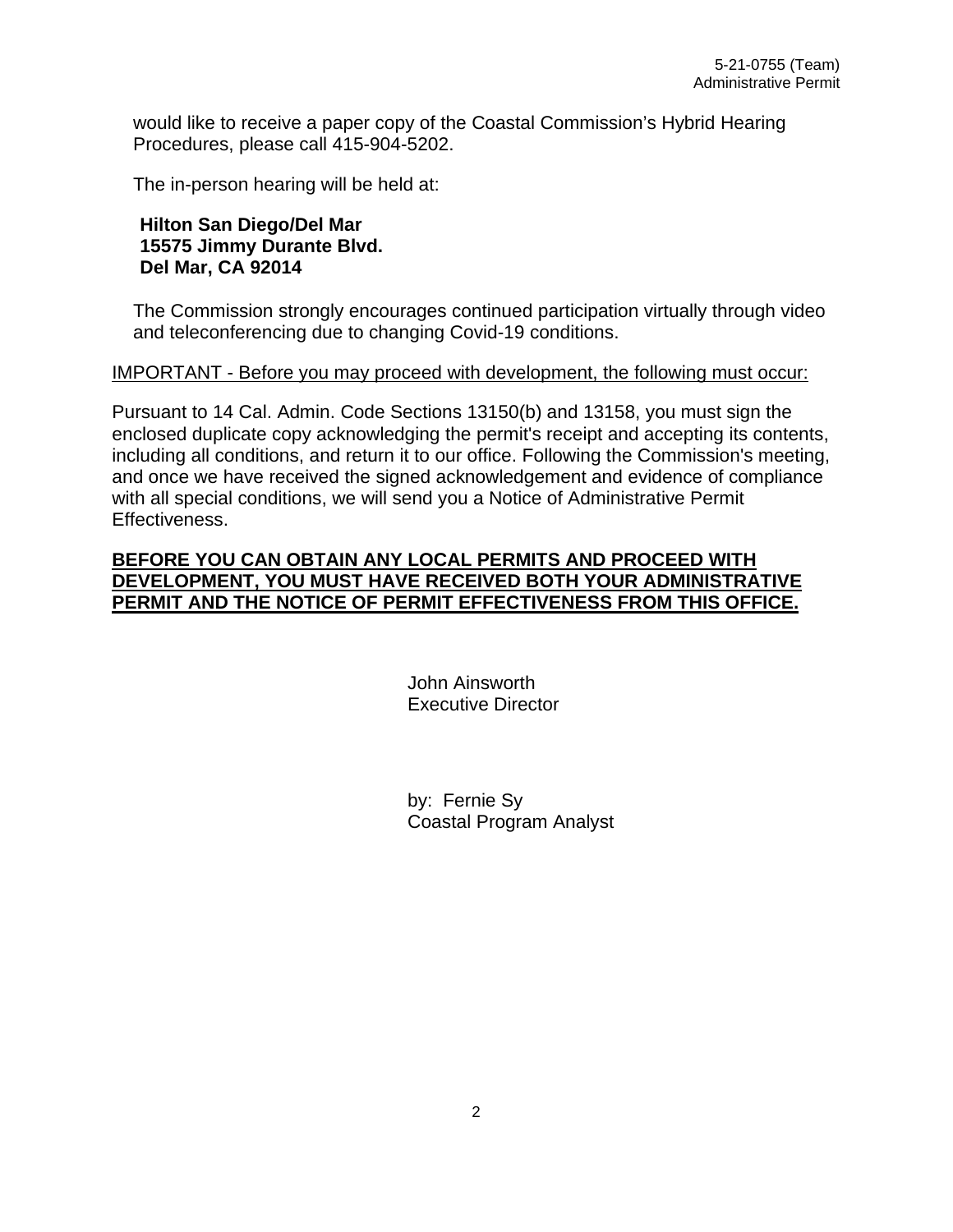would like to receive a paper copy of the Coastal Commission's Hybrid Hearing Procedures, please call 415-904-5202.

The in-person hearing will be held at:

**Hilton San Diego/Del Mar**
**15575 Jimmy Durante Blvd.**
**Del Mar, CA 92014**

The Commission strongly encourages continued participation virtually through video and teleconferencing due to changing Covid-19 conditions.

IMPORTANT - Before you may proceed with development, the following must occur:

Pursuant to 14 Cal. Admin. Code Sections 13150(b) and 13158, you must sign the enclosed duplicate copy acknowledging the permit's receipt and accepting its contents, including all conditions, and return it to our office. Following the Commission's meeting, and once we have received the signed acknowledgement and evidence of compliance with all special conditions, we will send you a Notice of Administrative Permit Effectiveness.

**BEFORE YOU CAN OBTAIN ANY LOCAL PERMITS AND PROCEED WITH DEVELOPMENT, YOU MUST HAVE RECEIVED BOTH YOUR ADMINISTRATIVE PERMIT AND THE NOTICE OF PERMIT EFFECTIVENESS FROM THIS OFFICE.**

John Ainsworth
Executive Director

by: Fernie Sy
Coastal Program Analyst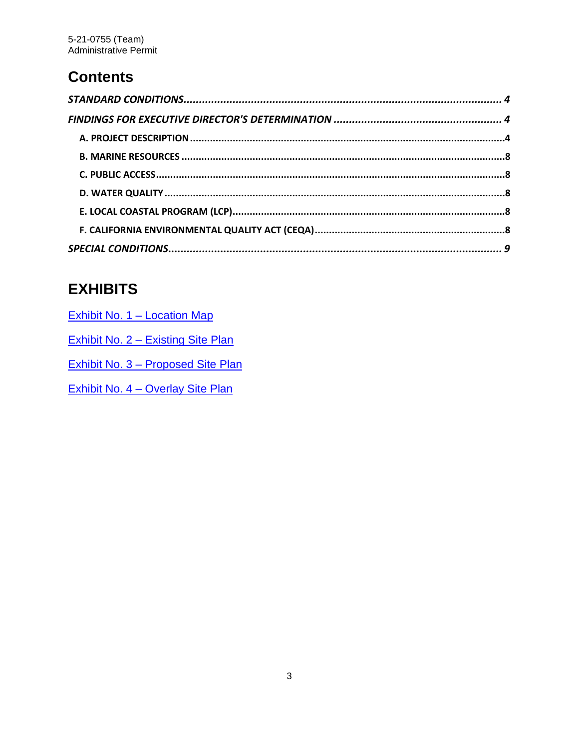## Contents

*STANDARD CONDITIONS*........................................................................................................ *4*

*FINDINGS FOR EXECUTIVE DIRECTOR'S DETERMINATION* ....................................................... *4*

- **A. PROJECT DESCRIPTION**..............................................................................................................4
- **B. MARINE RESOURCES** .................................................................................................................8
- **C. PUBLIC ACCESS**.........................................................................................................................8
- **D. WATER QUALITY** .......................................................................................................................8
- **E. LOCAL COASTAL PROGRAM (LCP)**...............................................................................................8
- **F. CALIFORNIA ENVIRONMENTAL QUALITY ACT (CEQA)**..................................................................8

*SPECIAL CONDITIONS*............................................................................................................ *9*

## EXHIBITS

Exhibit No. 1 – Location Map

Exhibit No. 2 – Existing Site Plan

Exhibit No. 3 – Proposed Site Plan

Exhibit No. 4 – Overlay Site Plan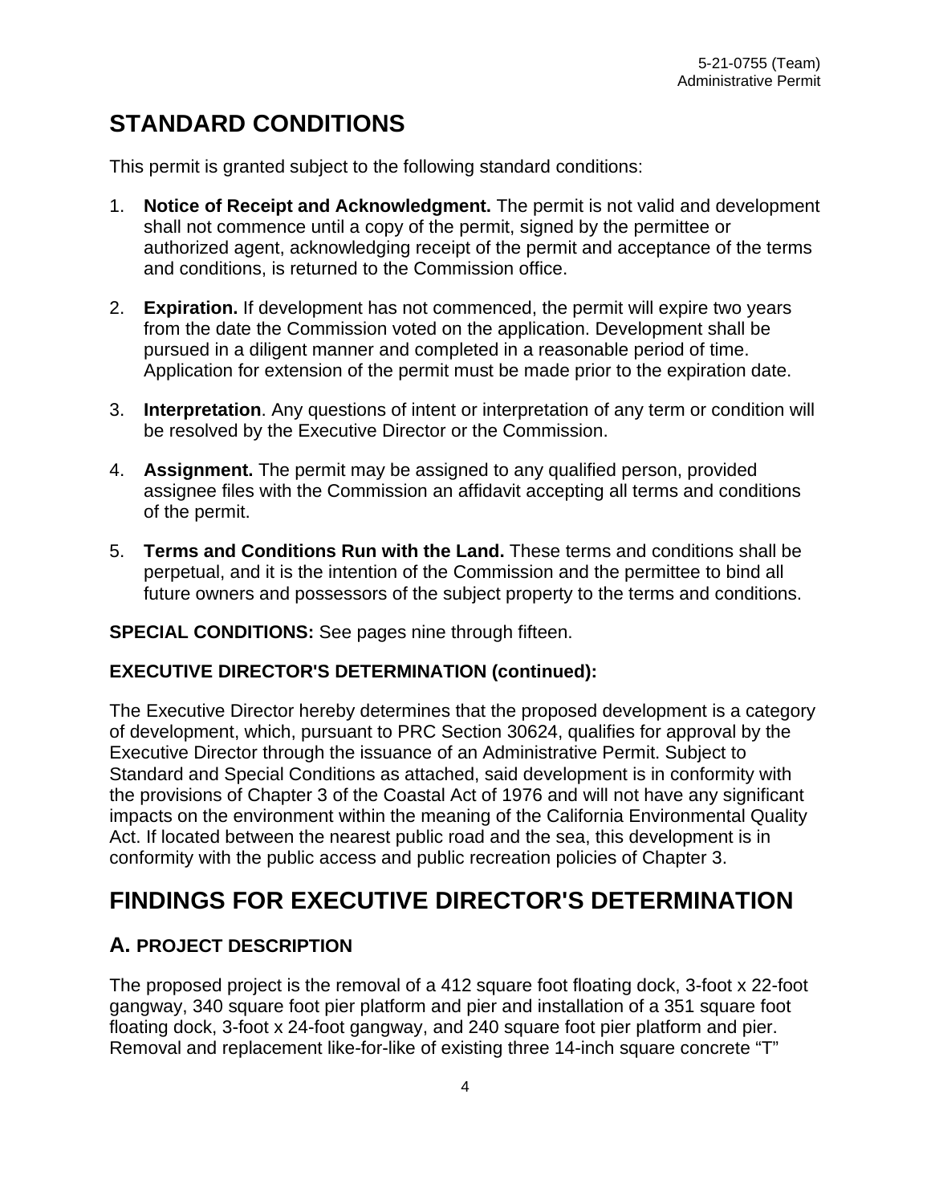# STANDARD CONDITIONS

This permit is granted subject to the following standard conditions:

1. **Notice of Receipt and Acknowledgment.** The permit is not valid and development shall not commence until a copy of the permit, signed by the permittee or authorized agent, acknowledging receipt of the permit and acceptance of the terms and conditions, is returned to the Commission office.

2. **Expiration.** If development has not commenced, the permit will expire two years from the date the Commission voted on the application. Development shall be pursued in a diligent manner and completed in a reasonable period of time. Application for extension of the permit must be made prior to the expiration date.

3. **Interpretation**. Any questions of intent or interpretation of any term or condition will be resolved by the Executive Director or the Commission.

4. **Assignment.** The permit may be assigned to any qualified person, provided assignee files with the Commission an affidavit accepting all terms and conditions of the permit.

5. **Terms and Conditions Run with the Land.** These terms and conditions shall be perpetual, and it is the intention of the Commission and the permittee to bind all future owners and possessors of the subject property to the terms and conditions.

**SPECIAL CONDITIONS:** See pages nine through fifteen.

**EXECUTIVE DIRECTOR'S DETERMINATION (continued):**

The Executive Director hereby determines that the proposed development is a category of development, which, pursuant to PRC Section 30624, qualifies for approval by the Executive Director through the issuance of an Administrative Permit. Subject to Standard and Special Conditions as attached, said development is in conformity with the provisions of Chapter 3 of the Coastal Act of 1976 and will not have any significant impacts on the environment within the meaning of the California Environmental Quality Act. If located between the nearest public road and the sea, this development is in conformity with the public access and public recreation policies of Chapter 3.

# FINDINGS FOR EXECUTIVE DIRECTOR'S DETERMINATION

## A. PROJECT DESCRIPTION

The proposed project is the removal of a 412 square foot floating dock, 3-foot x 22-foot gangway, 340 square foot pier platform and pier and installation of a 351 square foot floating dock, 3-foot x 24-foot gangway, and 240 square foot pier platform and pier. Removal and replacement like-for-like of existing three 14-inch square concrete “T”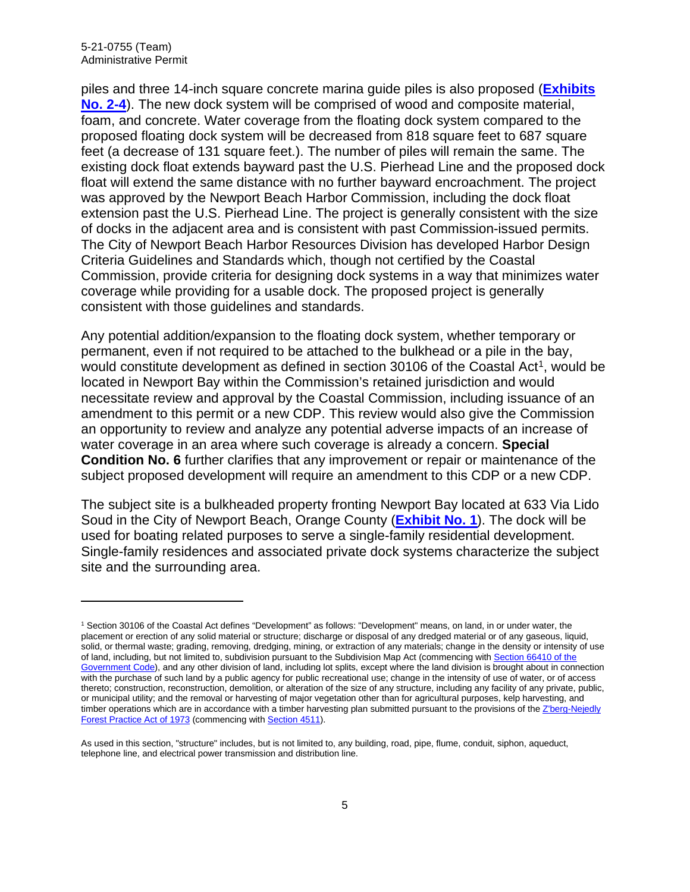piles and three 14-inch square concrete marina guide piles is also proposed (**Exhibits No. 2-4**). The new dock system will be comprised of wood and composite material, foam, and concrete. Water coverage from the floating dock system compared to the proposed floating dock system will be decreased from 818 square feet to 687 square feet (a decrease of 131 square feet.). The number of piles will remain the same. The existing dock float extends bayward past the U.S. Pierhead Line and the proposed dock float will extend the same distance with no further bayward encroachment. The project was approved by the Newport Beach Harbor Commission, including the dock float extension past the U.S. Pierhead Line. The project is generally consistent with the size of docks in the adjacent area and is consistent with past Commission-issued permits. The City of Newport Beach Harbor Resources Division has developed Harbor Design Criteria Guidelines and Standards which, though not certified by the Coastal Commission, provide criteria for designing dock systems in a way that minimizes water coverage while providing for a usable dock. The proposed project is generally consistent with those guidelines and standards.

Any potential addition/expansion to the floating dock system, whether temporary or permanent, even if not required to be attached to the bulkhead or a pile in the bay, would constitute development as defined in section 30106 of the Coastal Act[1], would be located in Newport Bay within the Commission's retained jurisdiction and would necessitate review and approval by the Coastal Commission, including issuance of an amendment to this permit or a new CDP. This review would also give the Commission an opportunity to review and analyze any potential adverse impacts of an increase of water coverage in an area where such coverage is already a concern. **Special Condition No. 6** further clarifies that any improvement or repair or maintenance of the subject proposed development will require an amendment to this CDP or a new CDP.

The subject site is a bulkheaded property fronting Newport Bay located at 633 Via Lido Soud in the City of Newport Beach, Orange County (**Exhibit No. 1**). The dock will be used for boating related purposes to serve a single-family residential development. Single-family residences and associated private dock systems characterize the subject site and the surrounding area.

---

[1] Section 30106 of the Coastal Act defines "Development" as follows: "Development" means, on land, in or under water, the placement or erection of any solid material or structure; discharge or disposal of any dredged material or of any gaseous, liquid, solid, or thermal waste; grading, removing, dredging, mining, or extraction of any materials; change in the density or intensity of use of land, including, but not limited to, subdivision pursuant to the Subdivision Map Act (commencing with Section 66410 of the Government Code), and any other division of land, including lot splits, except where the land division is brought about in connection with the purchase of such land by a public agency for public recreational use; change in the intensity of use of water, or of access thereto; construction, reconstruction, demolition, or alteration of the size of any structure, including any facility of any private, public, or municipal utility; and the removal or harvesting of major vegetation other than for agricultural purposes, kelp harvesting, and timber operations which are in accordance with a timber harvesting plan submitted pursuant to the provisions of the Z'berg-Nejedly Forest Practice Act of 1973 (commencing with Section 4511).

As used in this section, "structure" includes, but is not limited to, any building, road, pipe, flume, conduit, siphon, aqueduct, telephone line, and electrical power transmission and distribution line.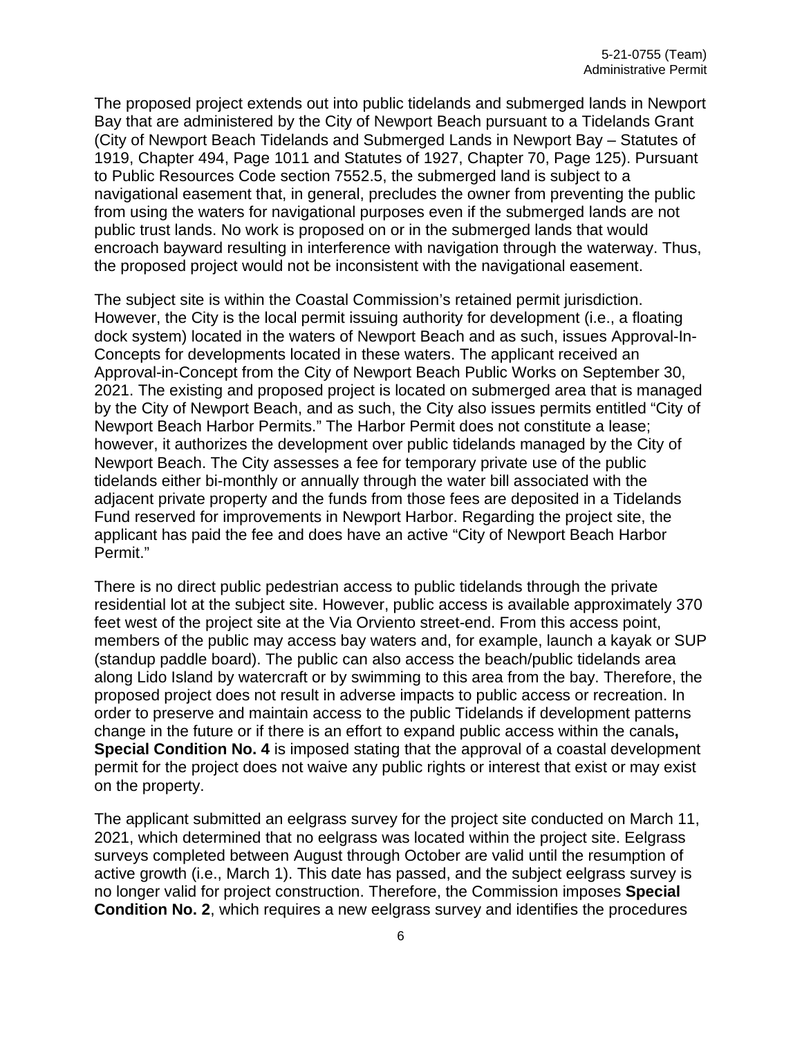The proposed project extends out into public tidelands and submerged lands in Newport Bay that are administered by the City of Newport Beach pursuant to a Tidelands Grant (City of Newport Beach Tidelands and Submerged Lands in Newport Bay – Statutes of 1919, Chapter 494, Page 1011 and Statutes of 1927, Chapter 70, Page 125). Pursuant to Public Resources Code section 7552.5, the submerged land is subject to a navigational easement that, in general, precludes the owner from preventing the public from using the waters for navigational purposes even if the submerged lands are not public trust lands. No work is proposed on or in the submerged lands that would encroach bayward resulting in interference with navigation through the waterway. Thus, the proposed project would not be inconsistent with the navigational easement.

The subject site is within the Coastal Commission's retained permit jurisdiction. However, the City is the local permit issuing authority for development (i.e., a floating dock system) located in the waters of Newport Beach and as such, issues Approval-In-Concepts for developments located in these waters. The applicant received an Approval-in-Concept from the City of Newport Beach Public Works on September 30, 2021. The existing and proposed project is located on submerged area that is managed by the City of Newport Beach, and as such, the City also issues permits entitled "City of Newport Beach Harbor Permits." The Harbor Permit does not constitute a lease; however, it authorizes the development over public tidelands managed by the City of Newport Beach. The City assesses a fee for temporary private use of the public tidelands either bi-monthly or annually through the water bill associated with the adjacent private property and the funds from those fees are deposited in a Tidelands Fund reserved for improvements in Newport Harbor. Regarding the project site, the applicant has paid the fee and does have an active "City of Newport Beach Harbor Permit."

There is no direct public pedestrian access to public tidelands through the private residential lot at the subject site. However, public access is available approximately 370 feet west of the project site at the Via Orviento street-end. From this access point, members of the public may access bay waters and, for example, launch a kayak or SUP (standup paddle board). The public can also access the beach/public tidelands area along Lido Island by watercraft or by swimming to this area from the bay. Therefore, the proposed project does not result in adverse impacts to public access or recreation. In order to preserve and maintain access to the public Tidelands if development patterns change in the future or if there is an effort to expand public access within the canals**, Special Condition No. 4** is imposed stating that the approval of a coastal development permit for the project does not waive any public rights or interest that exist or may exist on the property.

The applicant submitted an eelgrass survey for the project site conducted on March 11, 2021, which determined that no eelgrass was located within the project site. Eelgrass surveys completed between August through October are valid until the resumption of active growth (i.e., March 1). This date has passed, and the subject eelgrass survey is no longer valid for project construction. Therefore, the Commission imposes **Special Condition No. 2**, which requires a new eelgrass survey and identifies the procedures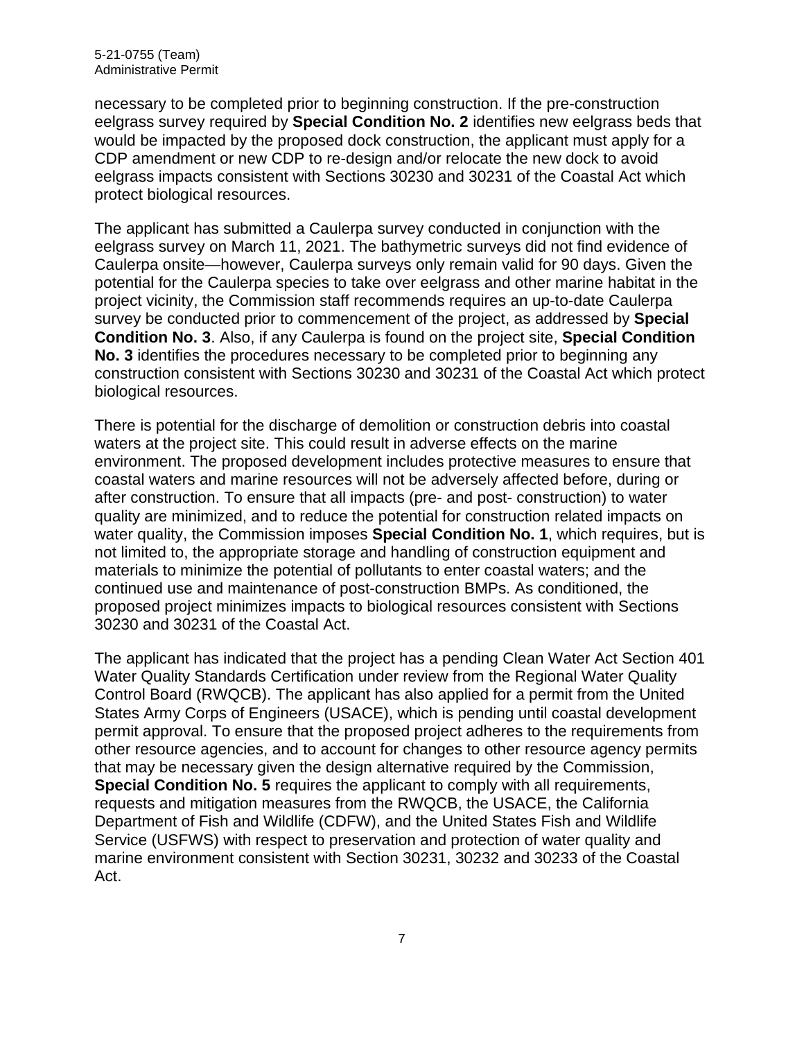necessary to be completed prior to beginning construction. If the pre-construction eelgrass survey required by **Special Condition No. 2** identifies new eelgrass beds that would be impacted by the proposed dock construction, the applicant must apply for a CDP amendment or new CDP to re-design and/or relocate the new dock to avoid eelgrass impacts consistent with Sections 30230 and 30231 of the Coastal Act which protect biological resources.

The applicant has submitted a Caulerpa survey conducted in conjunction with the eelgrass survey on March 11, 2021. The bathymetric surveys did not find evidence of Caulerpa onsite—however, Caulerpa surveys only remain valid for 90 days. Given the potential for the Caulerpa species to take over eelgrass and other marine habitat in the project vicinity, the Commission staff recommends requires an up-to-date Caulerpa survey be conducted prior to commencement of the project, as addressed by **Special Condition No. 3**. Also, if any Caulerpa is found on the project site, **Special Condition No. 3** identifies the procedures necessary to be completed prior to beginning any construction consistent with Sections 30230 and 30231 of the Coastal Act which protect biological resources.

There is potential for the discharge of demolition or construction debris into coastal waters at the project site. This could result in adverse effects on the marine environment. The proposed development includes protective measures to ensure that coastal waters and marine resources will not be adversely affected before, during or after construction. To ensure that all impacts (pre- and post- construction) to water quality are minimized, and to reduce the potential for construction related impacts on water quality, the Commission imposes **Special Condition No. 1**, which requires, but is not limited to, the appropriate storage and handling of construction equipment and materials to minimize the potential of pollutants to enter coastal waters; and the continued use and maintenance of post-construction BMPs. As conditioned, the proposed project minimizes impacts to biological resources consistent with Sections 30230 and 30231 of the Coastal Act.

The applicant has indicated that the project has a pending Clean Water Act Section 401 Water Quality Standards Certification under review from the Regional Water Quality Control Board (RWQCB). The applicant has also applied for a permit from the United States Army Corps of Engineers (USACE), which is pending until coastal development permit approval. To ensure that the proposed project adheres to the requirements from other resource agencies, and to account for changes to other resource agency permits that may be necessary given the design alternative required by the Commission, **Special Condition No. 5** requires the applicant to comply with all requirements, requests and mitigation measures from the RWQCB, the USACE, the California Department of Fish and Wildlife (CDFW), and the United States Fish and Wildlife Service (USFWS) with respect to preservation and protection of water quality and marine environment consistent with Section 30231, 30232 and 30233 of the Coastal Act.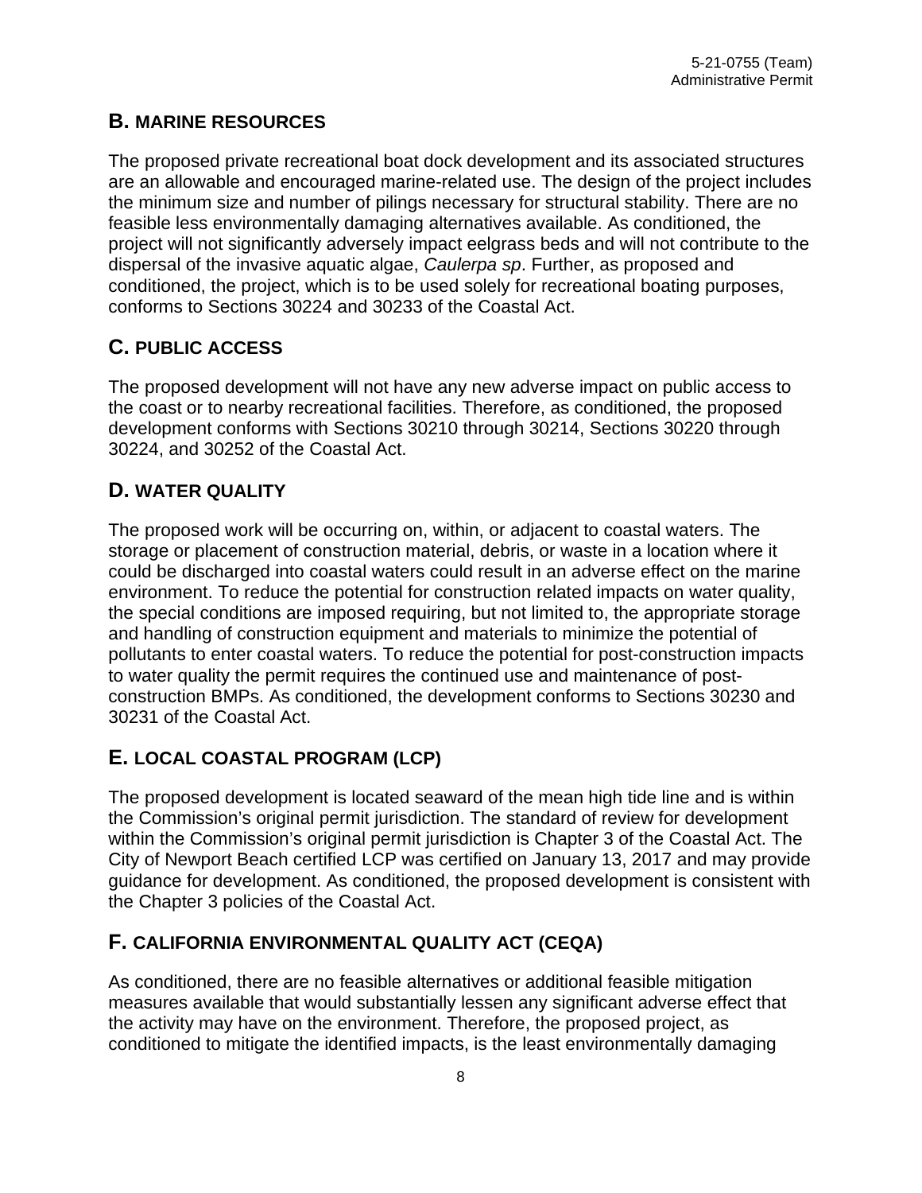## B. MARINE RESOURCES

The proposed private recreational boat dock development and its associated structures are an allowable and encouraged marine-related use. The design of the project includes the minimum size and number of pilings necessary for structural stability. There are no feasible less environmentally damaging alternatives available. As conditioned, the project will not significantly adversely impact eelgrass beds and will not contribute to the dispersal of the invasive aquatic algae, *Caulerpa sp*. Further, as proposed and conditioned, the project, which is to be used solely for recreational boating purposes, conforms to Sections 30224 and 30233 of the Coastal Act.

## C. PUBLIC ACCESS

The proposed development will not have any new adverse impact on public access to the coast or to nearby recreational facilities. Therefore, as conditioned, the proposed development conforms with Sections 30210 through 30214, Sections 30220 through 30224, and 30252 of the Coastal Act.

## D. WATER QUALITY

The proposed work will be occurring on, within, or adjacent to coastal waters. The storage or placement of construction material, debris, or waste in a location where it could be discharged into coastal waters could result in an adverse effect on the marine environment. To reduce the potential for construction related impacts on water quality, the special conditions are imposed requiring, but not limited to, the appropriate storage and handling of construction equipment and materials to minimize the potential of pollutants to enter coastal waters. To reduce the potential for post-construction impacts to water quality the permit requires the continued use and maintenance of post-construction BMPs. As conditioned, the development conforms to Sections 30230 and 30231 of the Coastal Act.

## E. LOCAL COASTAL PROGRAM (LCP)

The proposed development is located seaward of the mean high tide line and is within the Commission's original permit jurisdiction. The standard of review for development within the Commission's original permit jurisdiction is Chapter 3 of the Coastal Act. The City of Newport Beach certified LCP was certified on January 13, 2017 and may provide guidance for development. As conditioned, the proposed development is consistent with the Chapter 3 policies of the Coastal Act.

## F. CALIFORNIA ENVIRONMENTAL QUALITY ACT (CEQA)

As conditioned, there are no feasible alternatives or additional feasible mitigation measures available that would substantially lessen any significant adverse effect that the activity may have on the environment. Therefore, the proposed project, as conditioned to mitigate the identified impacts, is the least environmentally damaging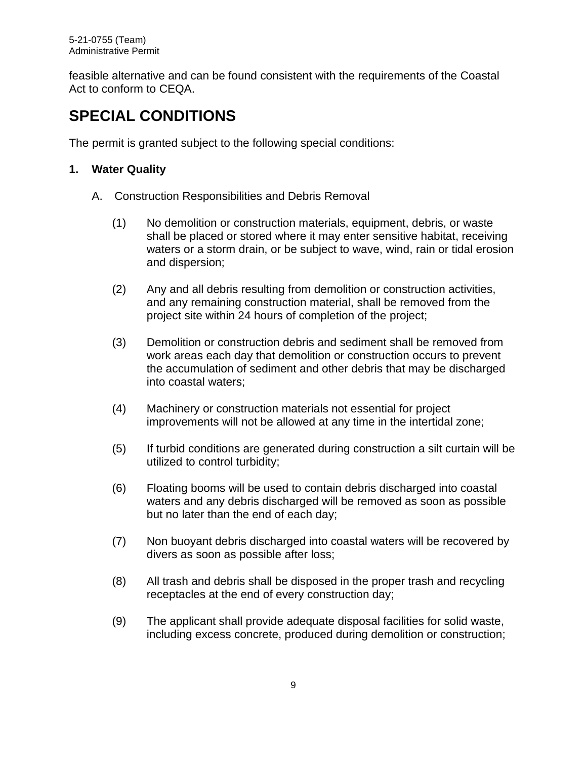feasible alternative and can be found consistent with the requirements of the Coastal Act to conform to CEQA.

# SPECIAL CONDITIONS

The permit is granted subject to the following special conditions:

**1. Water Quality**

A. Construction Responsibilities and Debris Removal

(1) No demolition or construction materials, equipment, debris, or waste shall be placed or stored where it may enter sensitive habitat, receiving waters or a storm drain, or be subject to wave, wind, rain or tidal erosion and dispersion;

(2) Any and all debris resulting from demolition or construction activities, and any remaining construction material, shall be removed from the project site within 24 hours of completion of the project;

(3) Demolition or construction debris and sediment shall be removed from work areas each day that demolition or construction occurs to prevent the accumulation of sediment and other debris that may be discharged into coastal waters;

(4) Machinery or construction materials not essential for project improvements will not be allowed at any time in the intertidal zone;

(5) If turbid conditions are generated during construction a silt curtain will be utilized to control turbidity;

(6) Floating booms will be used to contain debris discharged into coastal waters and any debris discharged will be removed as soon as possible but no later than the end of each day;

(7) Non buoyant debris discharged into coastal waters will be recovered by divers as soon as possible after loss;

(8) All trash and debris shall be disposed in the proper trash and recycling receptacles at the end of every construction day;

(9) The applicant shall provide adequate disposal facilities for solid waste, including excess concrete, produced during demolition or construction;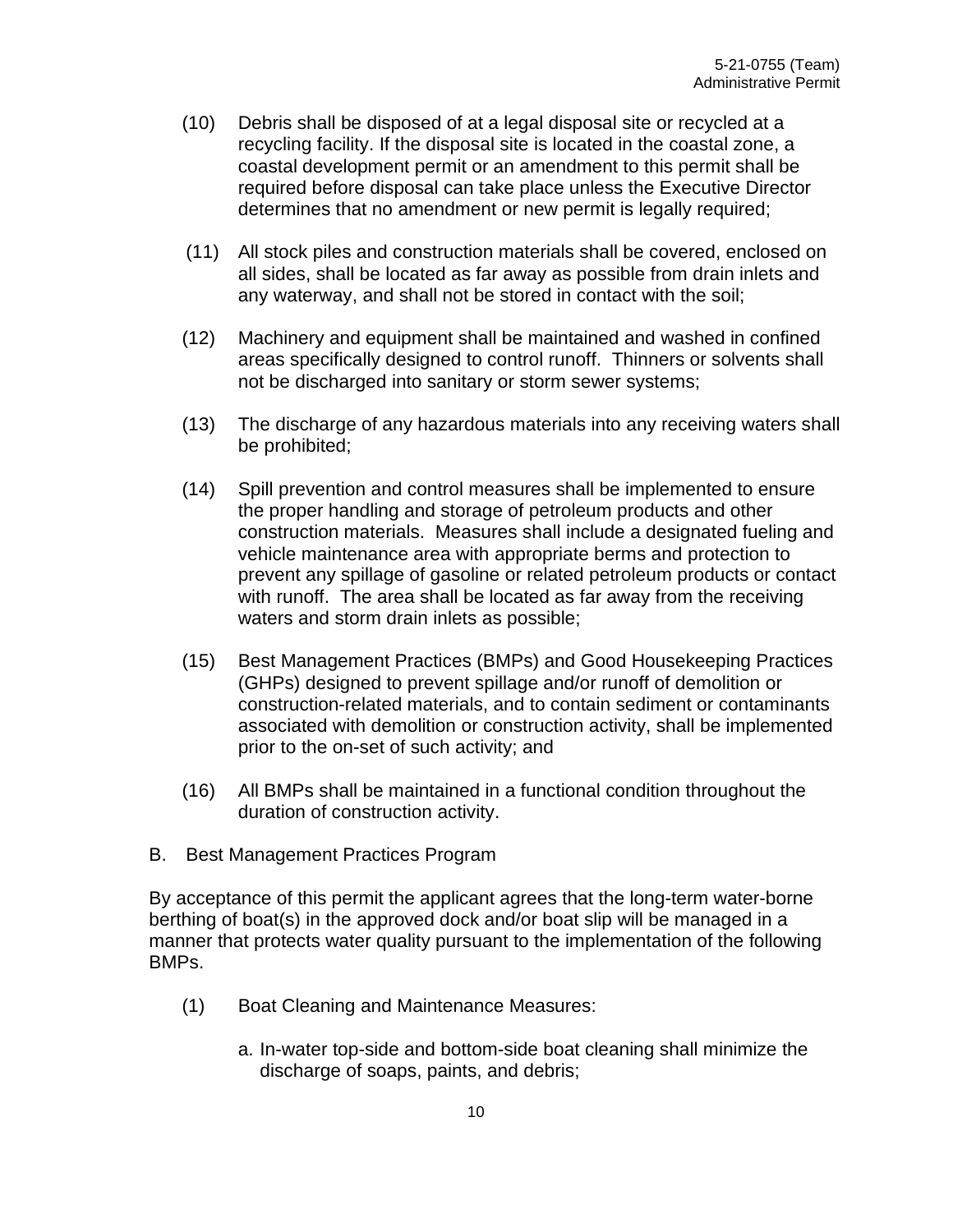(10) Debris shall be disposed of at a legal disposal site or recycled at a recycling facility. If the disposal site is located in the coastal zone, a coastal development permit or an amendment to this permit shall be required before disposal can take place unless the Executive Director determines that no amendment or new permit is legally required;

(11) All stock piles and construction materials shall be covered, enclosed on all sides, shall be located as far away as possible from drain inlets and any waterway, and shall not be stored in contact with the soil;

(12) Machinery and equipment shall be maintained and washed in confined areas specifically designed to control runoff. Thinners or solvents shall not be discharged into sanitary or storm sewer systems;

(13) The discharge of any hazardous materials into any receiving waters shall be prohibited;

(14) Spill prevention and control measures shall be implemented to ensure the proper handling and storage of petroleum products and other construction materials. Measures shall include a designated fueling and vehicle maintenance area with appropriate berms and protection to prevent any spillage of gasoline or related petroleum products or contact with runoff. The area shall be located as far away from the receiving waters and storm drain inlets as possible;

(15) Best Management Practices (BMPs) and Good Housekeeping Practices (GHPs) designed to prevent spillage and/or runoff of demolition or construction-related materials, and to contain sediment or contaminants associated with demolition or construction activity, shall be implemented prior to the on-set of such activity; and

(16) All BMPs shall be maintained in a functional condition throughout the duration of construction activity.

B. Best Management Practices Program

By acceptance of this permit the applicant agrees that the long-term water-borne berthing of boat(s) in the approved dock and/or boat slip will be managed in a manner that protects water quality pursuant to the implementation of the following BMPs.

(1) Boat Cleaning and Maintenance Measures:

a. In-water top-side and bottom-side boat cleaning shall minimize the discharge of soaps, paints, and debris;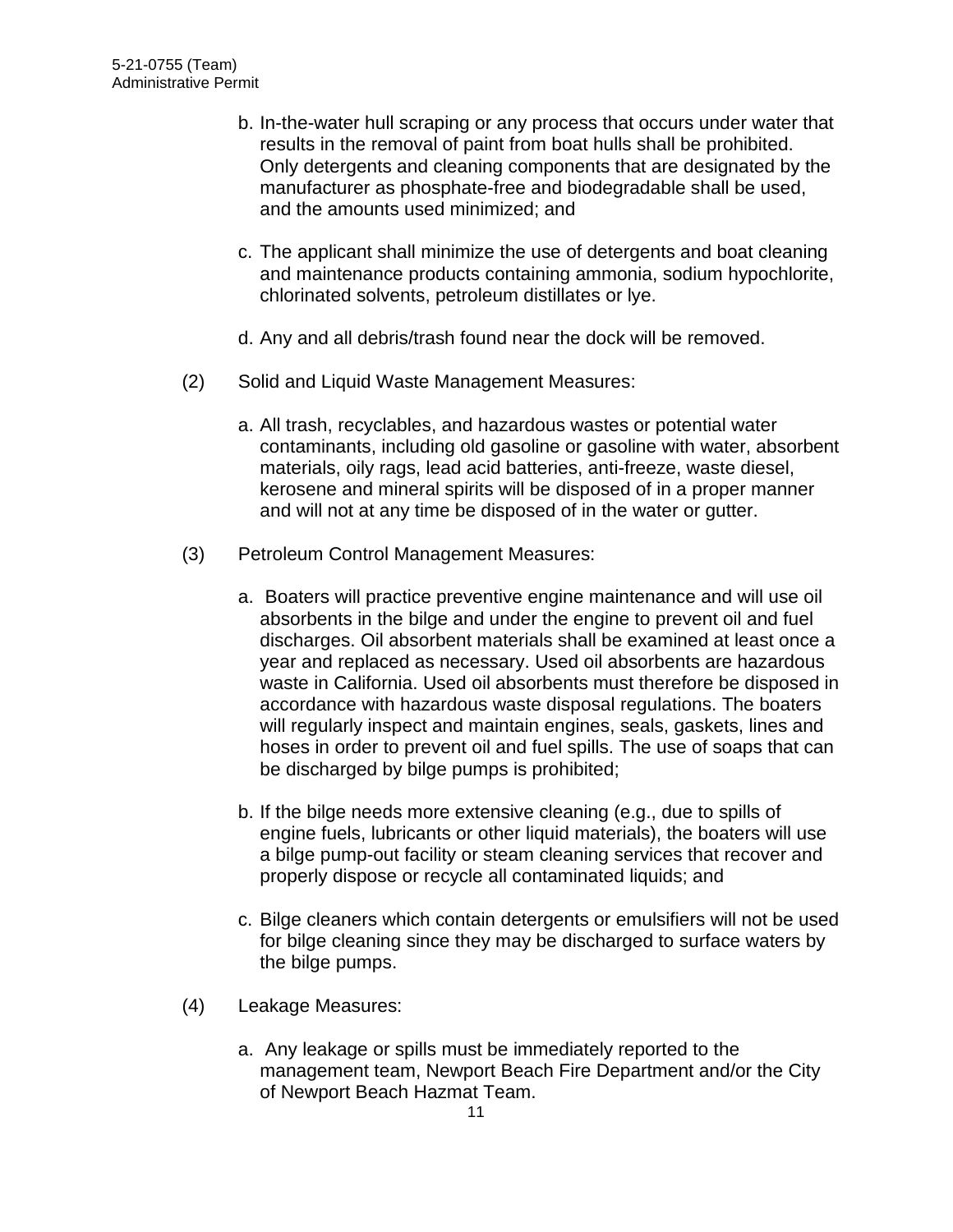b. In-the-water hull scraping or any process that occurs under water that results in the removal of paint from boat hulls shall be prohibited. Only detergents and cleaning components that are designated by the manufacturer as phosphate-free and biodegradable shall be used, and the amounts used minimized; and

c. The applicant shall minimize the use of detergents and boat cleaning and maintenance products containing ammonia, sodium hypochlorite, chlorinated solvents, petroleum distillates or lye.

d. Any and all debris/trash found near the dock will be removed.

(2) Solid and Liquid Waste Management Measures:

a. All trash, recyclables, and hazardous wastes or potential water contaminants, including old gasoline or gasoline with water, absorbent materials, oily rags, lead acid batteries, anti-freeze, waste diesel, kerosene and mineral spirits will be disposed of in a proper manner and will not at any time be disposed of in the water or gutter.

(3) Petroleum Control Management Measures:

a. Boaters will practice preventive engine maintenance and will use oil absorbents in the bilge and under the engine to prevent oil and fuel discharges. Oil absorbent materials shall be examined at least once a year and replaced as necessary. Used oil absorbents are hazardous waste in California. Used oil absorbents must therefore be disposed in accordance with hazardous waste disposal regulations. The boaters will regularly inspect and maintain engines, seals, gaskets, lines and hoses in order to prevent oil and fuel spills. The use of soaps that can be discharged by bilge pumps is prohibited;

b. If the bilge needs more extensive cleaning (e.g., due to spills of engine fuels, lubricants or other liquid materials), the boaters will use a bilge pump-out facility or steam cleaning services that recover and properly dispose or recycle all contaminated liquids; and

c. Bilge cleaners which contain detergents or emulsifiers will not be used for bilge cleaning since they may be discharged to surface waters by the bilge pumps.

(4) Leakage Measures:

a. Any leakage or spills must be immediately reported to the management team, Newport Beach Fire Department and/or the City of Newport Beach Hazmat Team.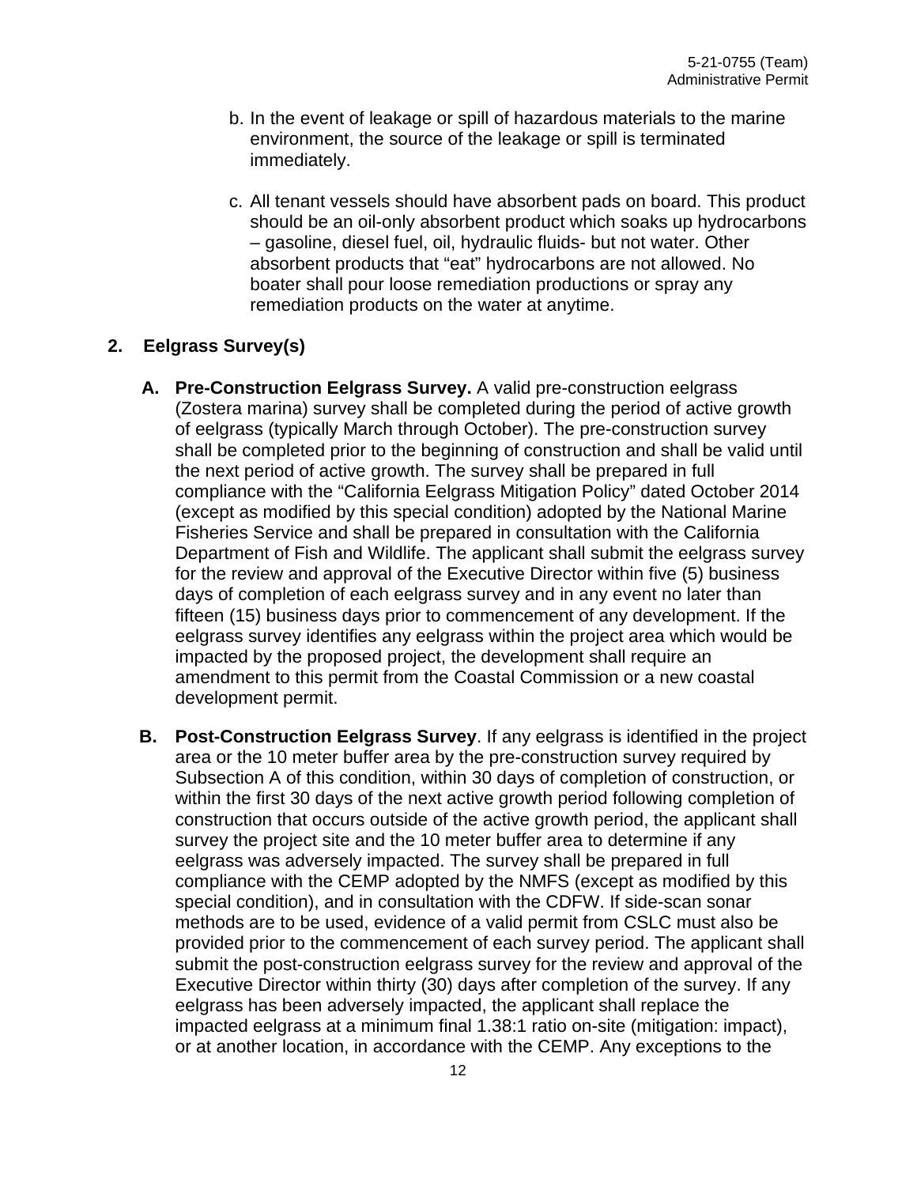b. In the event of leakage or spill of hazardous materials to the marine environment, the source of the leakage or spill is terminated immediately.

c. All tenant vessels should have absorbent pads on board. This product should be an oil-only absorbent product which soaks up hydrocarbons – gasoline, diesel fuel, oil, hydraulic fluids- but not water. Other absorbent products that "eat" hydrocarbons are not allowed. No boater shall pour loose remediation productions or spray any remediation products on the water at anytime.

**2. Eelgrass Survey(s)**

**A. Pre-Construction Eelgrass Survey.** A valid pre-construction eelgrass (Zostera marina) survey shall be completed during the period of active growth of eelgrass (typically March through October). The pre-construction survey shall be completed prior to the beginning of construction and shall be valid until the next period of active growth. The survey shall be prepared in full compliance with the "California Eelgrass Mitigation Policy" dated October 2014 (except as modified by this special condition) adopted by the National Marine Fisheries Service and shall be prepared in consultation with the California Department of Fish and Wildlife. The applicant shall submit the eelgrass survey for the review and approval of the Executive Director within five (5) business days of completion of each eelgrass survey and in any event no later than fifteen (15) business days prior to commencement of any development. If the eelgrass survey identifies any eelgrass within the project area which would be impacted by the proposed project, the development shall require an amendment to this permit from the Coastal Commission or a new coastal development permit.

**B. Post-Construction Eelgrass Survey**. If any eelgrass is identified in the project area or the 10 meter buffer area by the pre-construction survey required by Subsection A of this condition, within 30 days of completion of construction, or within the first 30 days of the next active growth period following completion of construction that occurs outside of the active growth period, the applicant shall survey the project site and the 10 meter buffer area to determine if any eelgrass was adversely impacted. The survey shall be prepared in full compliance with the CEMP adopted by the NMFS (except as modified by this special condition), and in consultation with the CDFW. If side-scan sonar methods are to be used, evidence of a valid permit from CSLC must also be provided prior to the commencement of each survey period. The applicant shall submit the post-construction eelgrass survey for the review and approval of the Executive Director within thirty (30) days after completion of the survey. If any eelgrass has been adversely impacted, the applicant shall replace the impacted eelgrass at a minimum final 1.38:1 ratio on-site (mitigation: impact), or at another location, in accordance with the CEMP. Any exceptions to the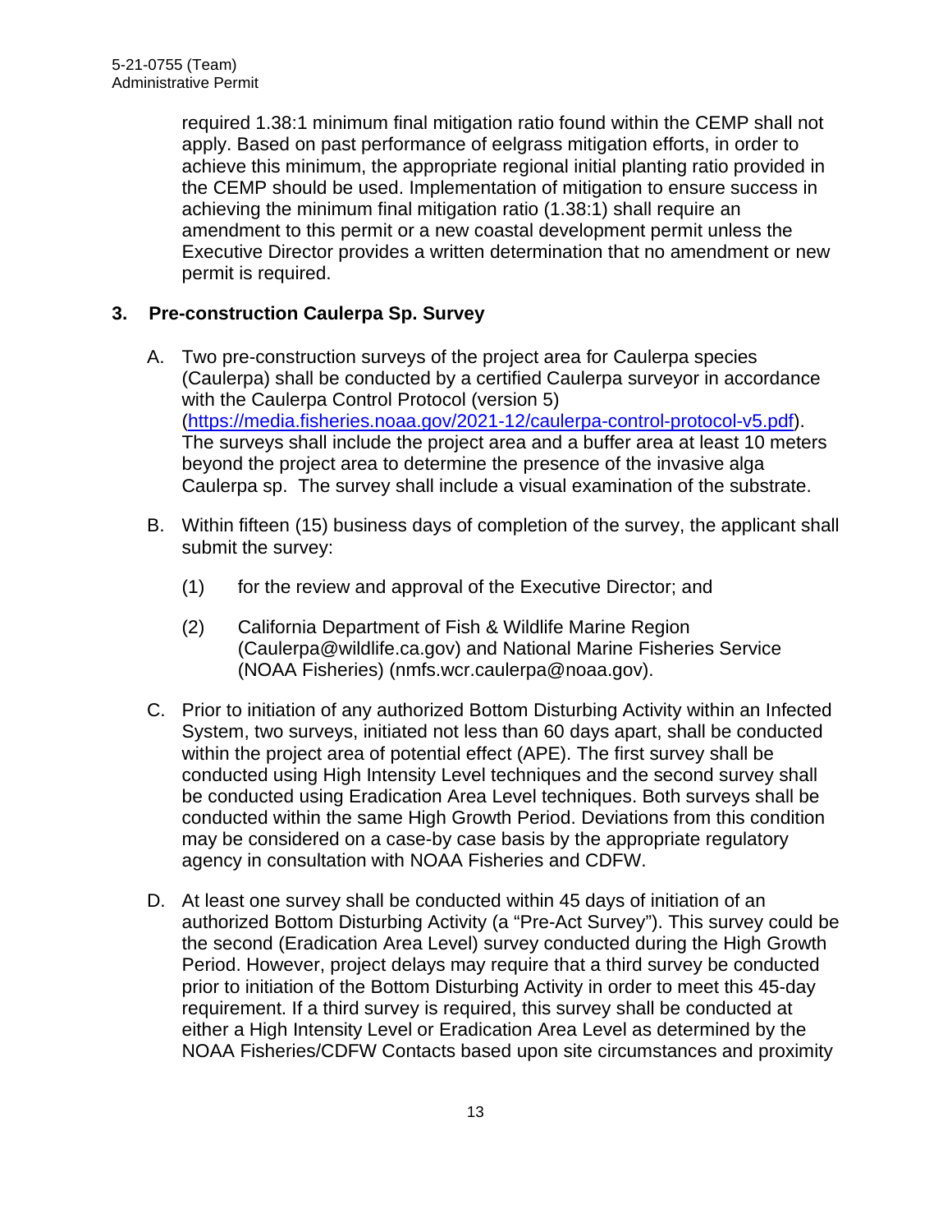required 1.38:1 minimum final mitigation ratio found within the CEMP shall not apply. Based on past performance of eelgrass mitigation efforts, in order to achieve this minimum, the appropriate regional initial planting ratio provided in the CEMP should be used. Implementation of mitigation to ensure success in achieving the minimum final mitigation ratio (1.38:1) shall require an amendment to this permit or a new coastal development permit unless the Executive Director provides a written determination that no amendment or new permit is required.

**3. Pre-construction Caulerpa Sp. Survey**

A. Two pre-construction surveys of the project area for Caulerpa species (Caulerpa) shall be conducted by a certified Caulerpa surveyor in accordance with the Caulerpa Control Protocol (version 5) ([https://media.fisheries.noaa.gov/2021-12/caulerpa-control-protocol-v5.pdf](https://media.fisheries.noaa.gov/2021-12/caulerpa-control-protocol-v5.pdf)). The surveys shall include the project area and a buffer area at least 10 meters beyond the project area to determine the presence of the invasive alga Caulerpa sp. The survey shall include a visual examination of the substrate.

B. Within fifteen (15) business days of completion of the survey, the applicant shall submit the survey:

   (1) for the review and approval of the Executive Director; and

   (2) California Department of Fish & Wildlife Marine Region (Caulerpa@wildlife.ca.gov) and National Marine Fisheries Service (NOAA Fisheries) (nmfs.wcr.caulerpa@noaa.gov).

C. Prior to initiation of any authorized Bottom Disturbing Activity within an Infected System, two surveys, initiated not less than 60 days apart, shall be conducted within the project area of potential effect (APE). The first survey shall be conducted using High Intensity Level techniques and the second survey shall be conducted using Eradication Area Level techniques. Both surveys shall be conducted within the same High Growth Period. Deviations from this condition may be considered on a case-by case basis by the appropriate regulatory agency in consultation with NOAA Fisheries and CDFW.

D. At least one survey shall be conducted within 45 days of initiation of an authorized Bottom Disturbing Activity (a "Pre-Act Survey"). This survey could be the second (Eradication Area Level) survey conducted during the High Growth Period. However, project delays may require that a third survey be conducted prior to initiation of the Bottom Disturbing Activity in order to meet this 45-day requirement. If a third survey is required, this survey shall be conducted at either a High Intensity Level or Eradication Area Level as determined by the NOAA Fisheries/CDFW Contacts based upon site circumstances and proximity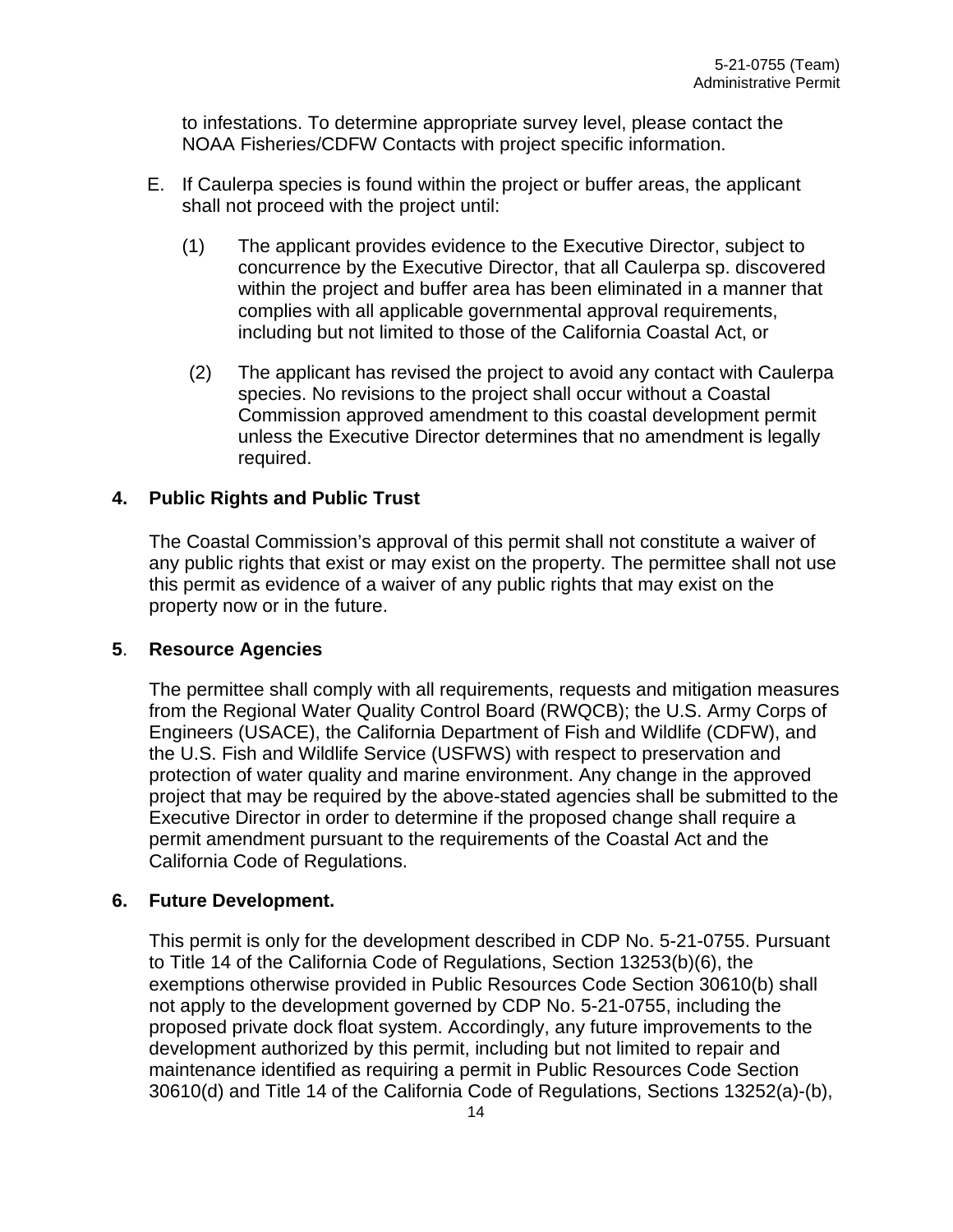to infestations. To determine appropriate survey level, please contact the NOAA Fisheries/CDFW Contacts with project specific information.

E. If Caulerpa species is found within the project or buffer areas, the applicant shall not proceed with the project until:

   (1) The applicant provides evidence to the Executive Director, subject to concurrence by the Executive Director, that all Caulerpa sp. discovered within the project and buffer area has been eliminated in a manner that complies with all applicable governmental approval requirements, including but not limited to those of the California Coastal Act, or

   (2) The applicant has revised the project to avoid any contact with Caulerpa species. No revisions to the project shall occur without a Coastal Commission approved amendment to this coastal development permit unless the Executive Director determines that no amendment is legally required.

**4. Public Rights and Public Trust**

The Coastal Commission's approval of this permit shall not constitute a waiver of any public rights that exist or may exist on the property. The permittee shall not use this permit as evidence of a waiver of any public rights that may exist on the property now or in the future.

**5. Resource Agencies**

The permittee shall comply with all requirements, requests and mitigation measures from the Regional Water Quality Control Board (RWQCB); the U.S. Army Corps of Engineers (USACE), the California Department of Fish and Wildlife (CDFW), and the U.S. Fish and Wildlife Service (USFWS) with respect to preservation and protection of water quality and marine environment. Any change in the approved project that may be required by the above-stated agencies shall be submitted to the Executive Director in order to determine if the proposed change shall require a permit amendment pursuant to the requirements of the Coastal Act and the California Code of Regulations.

**6. Future Development.**

This permit is only for the development described in CDP No. 5-21-0755. Pursuant to Title 14 of the California Code of Regulations, Section 13253(b)(6), the exemptions otherwise provided in Public Resources Code Section 30610(b) shall not apply to the development governed by CDP No. 5-21-0755, including the proposed private dock float system. Accordingly, any future improvements to the development authorized by this permit, including but not limited to repair and maintenance identified as requiring a permit in Public Resources Code Section 30610(d) and Title 14 of the California Code of Regulations, Sections 13252(a)-(b),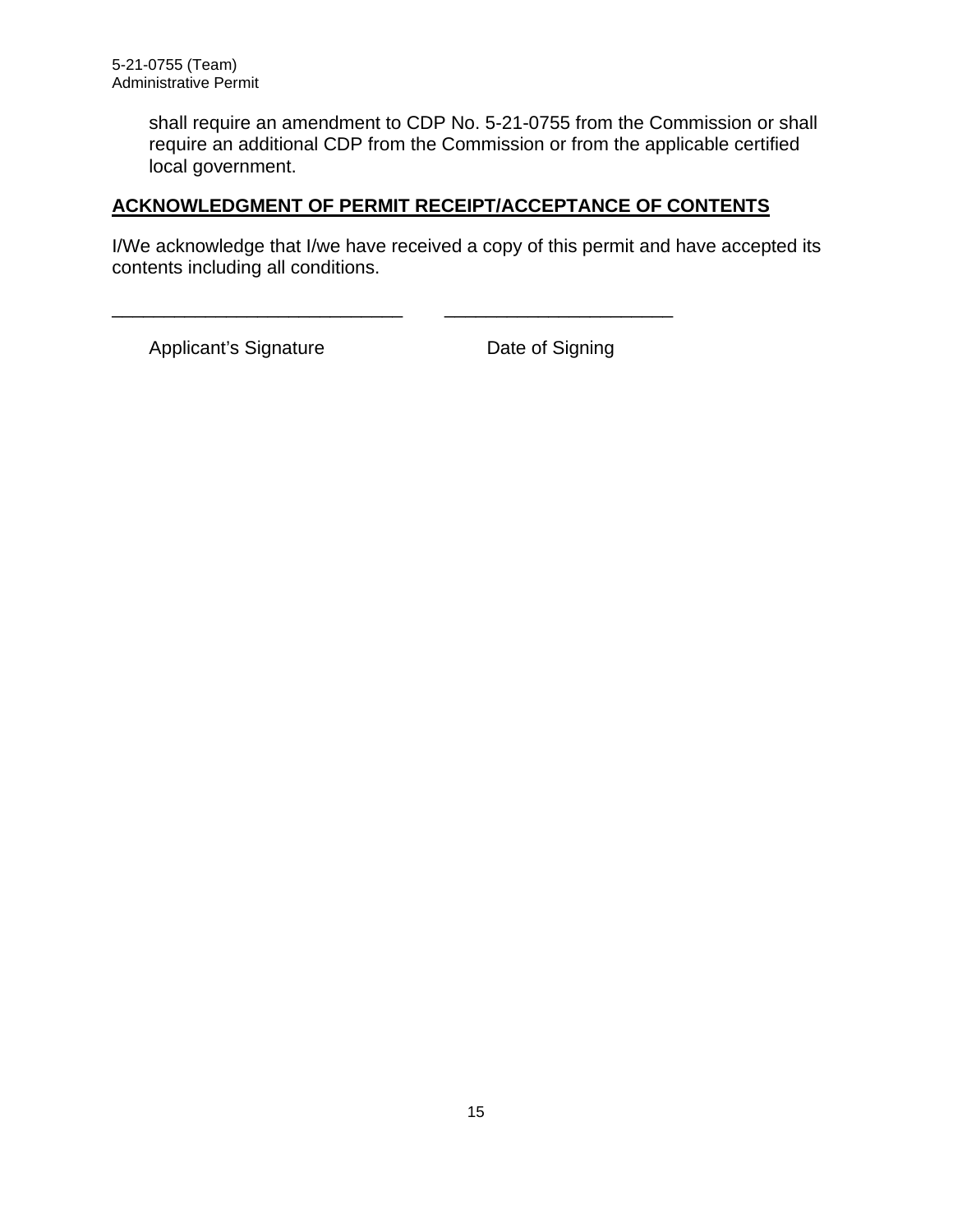shall require an amendment to CDP No. 5-21-0755 from the Commission or shall require an additional CDP from the Commission or from the applicable certified local government.

**ACKNOWLEDGMENT OF PERMIT RECEIPT/ACCEPTANCE OF CONTENTS**

I/We acknowledge that I/we have received a copy of this permit and have accepted its contents including all conditions.

_____________________________ _______________________

Applicant's Signature Date of Signing